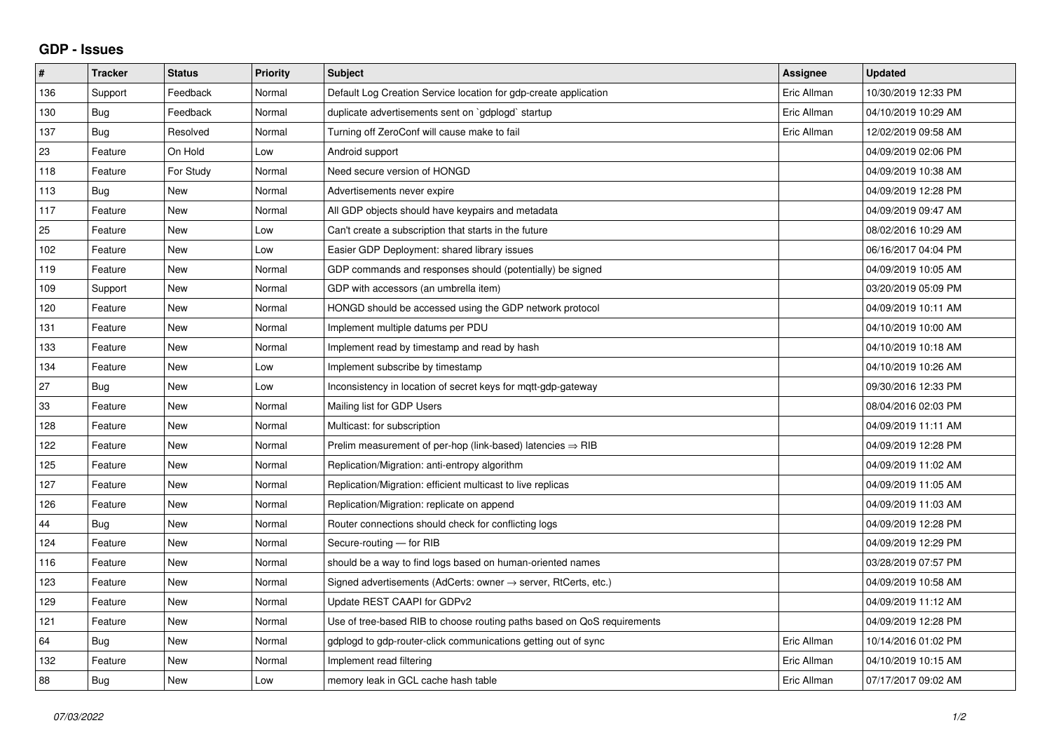## GDP - Issues

| # | Tracker | Status | Priority | Subject | Assignee | Updated |
|---|---|---|---|---|---|---|
| 136 | Support | Feedback | Normal | Default Log Creation Service location for gdp-create application | Eric Allman | 10/30/2019 12:33 PM |
| 130 | Bug | Feedback | Normal | duplicate advertisements sent on `gdplogd` startup | Eric Allman | 04/10/2019 10:29 AM |
| 137 | Bug | Resolved | Normal | Turning off ZeroConf will cause make to fail | Eric Allman | 12/02/2019 09:58 AM |
| 23 | Feature | On Hold | Low | Android support | | 04/09/2019 02:06 PM |
| 118 | Feature | For Study | Normal | Need secure version of HONGD | | 04/09/2019 10:38 AM |
| 113 | Bug | New | Normal | Advertisements never expire | | 04/09/2019 12:28 PM |
| 117 | Feature | New | Normal | All GDP objects should have keypairs and metadata | | 04/09/2019 09:47 AM |
| 25 | Feature | New | Low | Can't create a subscription that starts in the future | | 08/02/2016 10:29 AM |
| 102 | Feature | New | Low | Easier GDP Deployment: shared library issues | | 06/16/2017 04:04 PM |
| 119 | Feature | New | Normal | GDP commands and responses should (potentially) be signed | | 04/09/2019 10:05 AM |
| 109 | Support | New | Normal | GDP with accessors (an umbrella item) | | 03/20/2019 05:09 PM |
| 120 | Feature | New | Normal | HONGD should be accessed using the GDP network protocol | | 04/09/2019 10:11 AM |
| 131 | Feature | New | Normal | Implement multiple datums per PDU | | 04/10/2019 10:00 AM |
| 133 | Feature | New | Normal | Implement read by timestamp and read by hash | | 04/10/2019 10:18 AM |
| 134 | Feature | New | Low | Implement subscribe by timestamp | | 04/10/2019 10:26 AM |
| 27 | Bug | New | Low | Inconsistency in location of secret keys for mqtt-gdp-gateway | | 09/30/2016 12:33 PM |
| 33 | Feature | New | Normal | Mailing list for GDP Users | | 08/04/2016 02:03 PM |
| 128 | Feature | New | Normal | Multicast: for subscription | | 04/09/2019 11:11 AM |
| 122 | Feature | New | Normal | Prelim measurement of per-hop (link-based) latencies ⇒ RIB | | 04/09/2019 12:28 PM |
| 125 | Feature | New | Normal | Replication/Migration: anti-entropy algorithm | | 04/09/2019 11:02 AM |
| 127 | Feature | New | Normal | Replication/Migration: efficient multicast to live replicas | | 04/09/2019 11:05 AM |
| 126 | Feature | New | Normal | Replication/Migration: replicate on append | | 04/09/2019 11:03 AM |
| 44 | Bug | New | Normal | Router connections should check for conflicting logs | | 04/09/2019 12:28 PM |
| 124 | Feature | New | Normal | Secure-routing — for RIB | | 04/09/2019 12:29 PM |
| 116 | Feature | New | Normal | should be a way to find logs based on human-oriented names | | 03/28/2019 07:57 PM |
| 123 | Feature | New | Normal | Signed advertisements (AdCerts: owner → server, RtCerts, etc.) | | 04/09/2019 10:58 AM |
| 129 | Feature | New | Normal | Update REST CAAPI for GDPv2 | | 04/09/2019 11:12 AM |
| 121 | Feature | New | Normal | Use of tree-based RIB to choose routing paths based on QoS requirements | | 04/09/2019 12:28 PM |
| 64 | Bug | New | Normal | gdplogd to gdp-router-click communications getting out of sync | Eric Allman | 10/14/2016 01:02 PM |
| 132 | Feature | New | Normal | Implement read filtering | Eric Allman | 04/10/2019 10:15 AM |
| 88 | Bug | New | Low | memory leak in GCL cache hash table | Eric Allman | 07/17/2017 09:02 AM |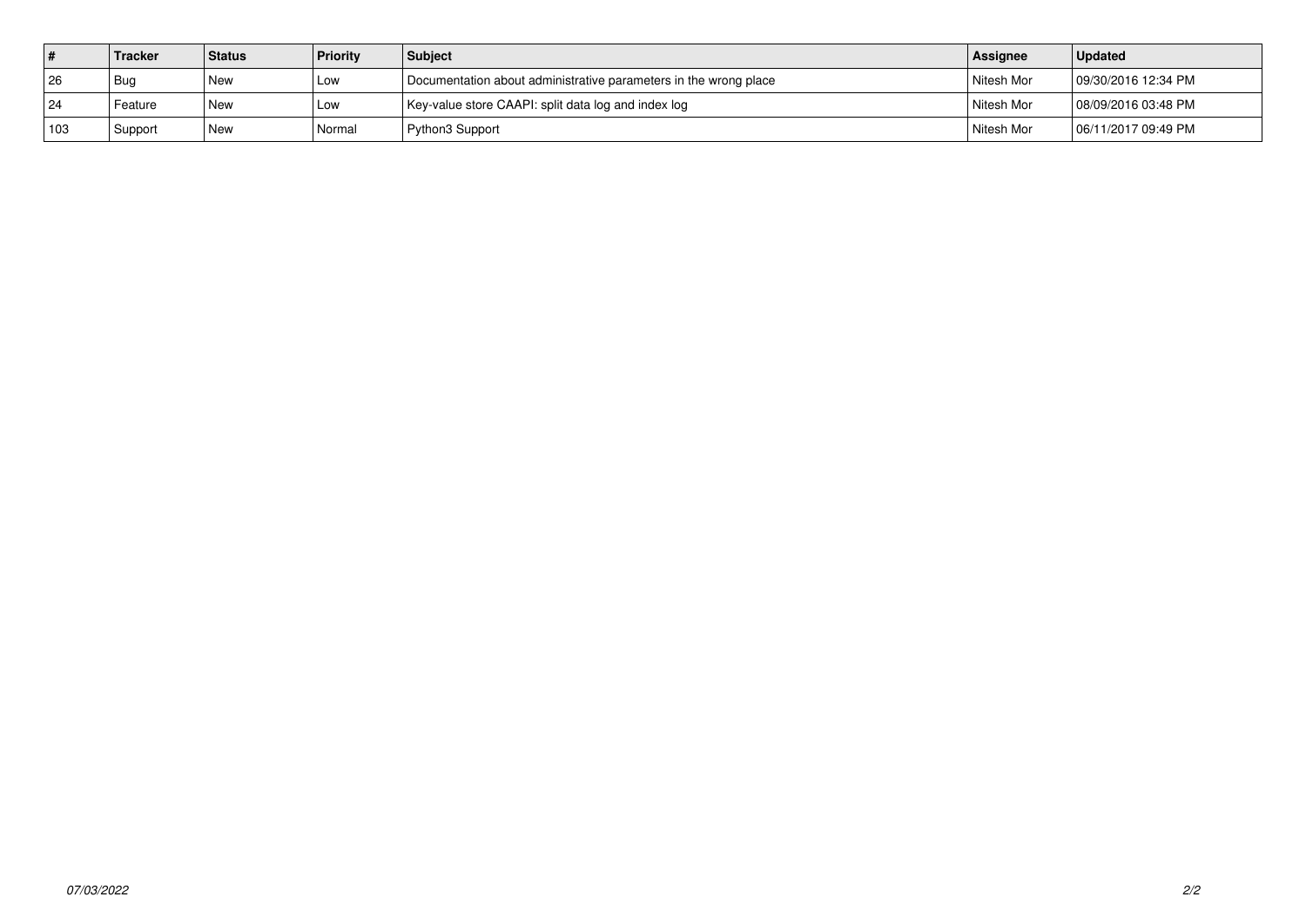| # | Tracker | Status | Priority | Subject | Assignee | Updated |
|---|---|---|---|---|---|---|
| 26 | Bug | New | Low | Documentation about administrative parameters in the wrong place | Nitesh Mor | 09/30/2016 12:34 PM |
| 24 | Feature | New | Low | Key-value store CAAPI: split data log and index log | Nitesh Mor | 08/09/2016 03:48 PM |
| 103 | Support | New | Normal | Python3 Support | Nitesh Mor | 06/11/2017 09:49 PM |